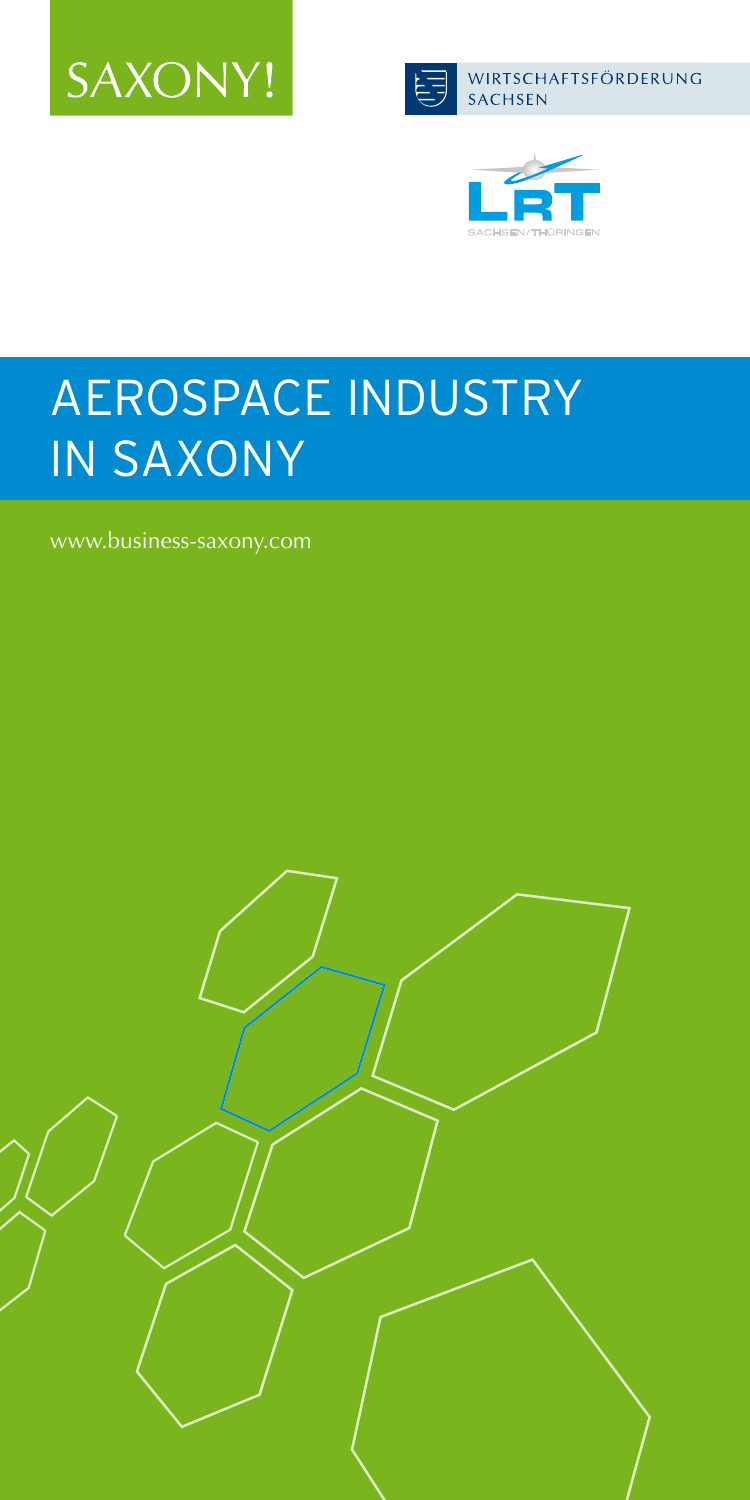SAXONY!

WIRTSCHAFTSFÖRDERUNG SACHSEN

LRT SACHSEN/THÜRINGEN

# AEROSPACE INDUSTRY IN SAXONY

www.business-saxony.com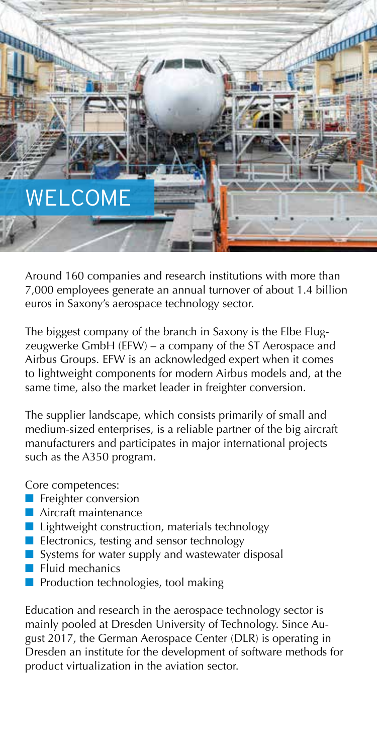# WELCOME

Around 160 companies and research institutions with more than 7,000 employees generate an annual turnover of about 1.4 billion euros in Saxony's aerospace technology sector.

The biggest company of the branch in Saxony is the Elbe Flugzeugwerke GmbH (EFW) – a company of the ST Aerospace and Airbus Groups. EFW is an acknowledged expert when it comes to lightweight components for modern Airbus models and, at the same time, also the market leader in freighter conversion.

The supplier landscape, which consists primarily of small and medium-sized enterprises, is a reliable partner of the big aircraft manufacturers and participates in major international projects such as the A350 program.

Core competences:

- Freighter conversion
- Aircraft maintenance
- Lightweight construction, materials technology
- Electronics, testing and sensor technology
- Systems for water supply and wastewater disposal
- Fluid mechanics
- Production technologies, tool making

Education and research in the aerospace technology sector is mainly pooled at Dresden University of Technology. Since August 2017, the German Aerospace Center (DLR) is operating in Dresden an institute for the development of software methods for product virtualization in the aviation sector.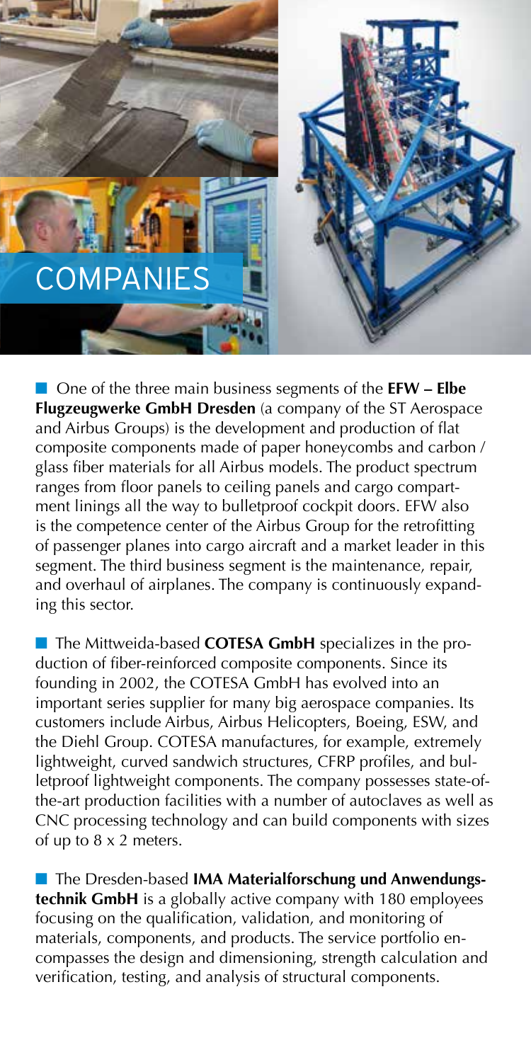# COMPANIES

■ One of the three main business segments of the **EFW – Elbe Flugzeugwerke GmbH Dresden** (a company of the ST Aerospace and Airbus Groups) is the development and production of flat composite components made of paper honeycombs and carbon / glass fiber materials for all Airbus models. The product spectrum ranges from floor panels to ceiling panels and cargo compartment linings all the way to bulletproof cockpit doors. EFW also is the competence center of the Airbus Group for the retrofitting of passenger planes into cargo aircraft and a market leader in this segment. The third business segment is the maintenance, repair, and overhaul of airplanes. The company is continuously expanding this sector.

■ The Mittweida-based **COTESA GmbH** specializes in the production of fiber-reinforced composite components. Since its founding in 2002, the COTESA GmbH has evolved into an important series supplier for many big aerospace companies. Its customers include Airbus, Airbus Helicopters, Boeing, ESW, and the Diehl Group. COTESA manufactures, for example, extremely lightweight, curved sandwich structures, CFRP profiles, and bulletproof lightweight components. The company possesses state-of-the-art production facilities with a number of autoclaves as well as CNC processing technology and can build components with sizes of up to 8 x 2 meters.

■ The Dresden-based **IMA Materialforschung und Anwendungstechnik GmbH** is a globally active company with 180 employees focusing on the qualification, validation, and monitoring of materials, components, and products. The service portfolio encompasses the design and dimensioning, strength calculation and verification, testing, and analysis of structural components.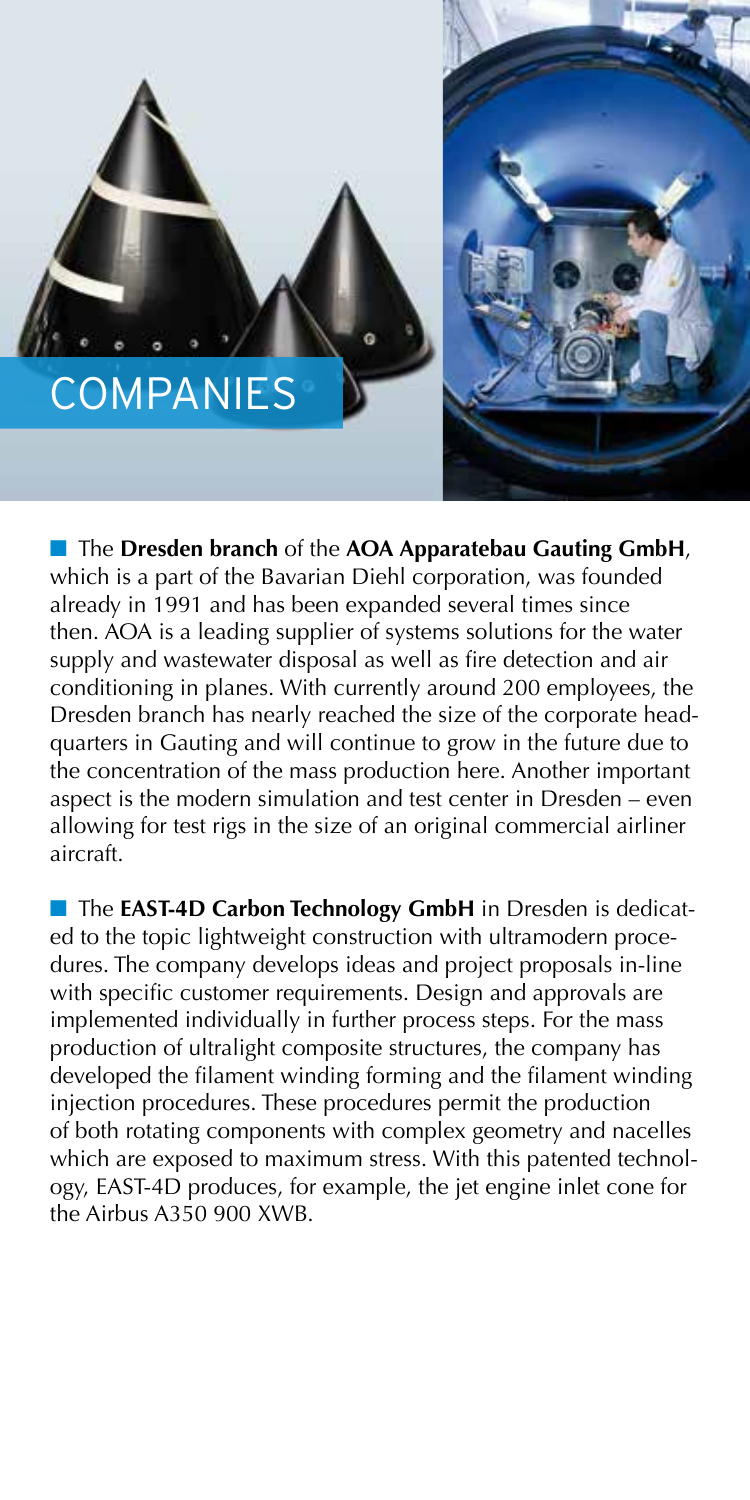# COMPANIES

■ The **Dresden branch** of the **AOA Apparatebau Gauting GmbH**, which is a part of the Bavarian Diehl corporation, was founded already in 1991 and has been expanded several times since then. AOA is a leading supplier of systems solutions for the water supply and wastewater disposal as well as fire detection and air conditioning in planes. With currently around 200 employees, the Dresden branch has nearly reached the size of the corporate headquarters in Gauting and will continue to grow in the future due to the concentration of the mass production here. Another important aspect is the modern simulation and test center in Dresden – even allowing for test rigs in the size of an original commercial airliner aircraft.

■ The **EAST-4D Carbon Technology GmbH** in Dresden is dedicated to the topic lightweight construction with ultramodern procedures. The company develops ideas and project proposals in-line with specific customer requirements. Design and approvals are implemented individually in further process steps. For the mass production of ultralight composite structures, the company has developed the filament winding forming and the filament winding injection procedures. These procedures permit the production of both rotating components with complex geometry and nacelles which are exposed to maximum stress. With this patented technology, EAST-4D produces, for example, the jet engine inlet cone for the Airbus A350 900 XWB.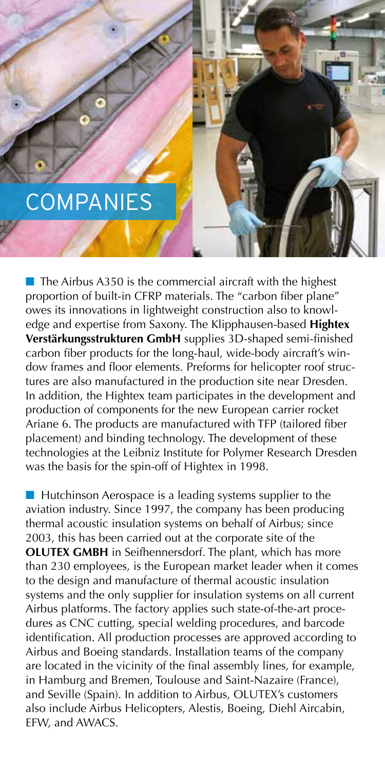# COMPANIES

■ The Airbus A350 is the commercial aircraft with the highest proportion of built-in CFRP materials. The "carbon fiber plane" owes its innovations in lightweight construction also to knowledge and expertise from Saxony. The Klipphausen-based **Hightex Verstärkungsstrukturen GmbH** supplies 3D-shaped semi-finished carbon fiber products for the long-haul, wide-body aircraft's window frames and floor elements. Preforms for helicopter roof structures are also manufactured in the production site near Dresden. In addition, the Hightex team participates in the development and production of components for the new European carrier rocket Ariane 6. The products are manufactured with TFP (tailored fiber placement) and binding technology. The development of these technologies at the Leibniz Institute for Polymer Research Dresden was the basis for the spin-off of Hightex in 1998.

■ Hutchinson Aerospace is a leading systems supplier to the aviation industry. Since 1997, the company has been producing thermal acoustic insulation systems on behalf of Airbus; since 2003, this has been carried out at the corporate site of the **OLUTEX GMBH** in Seifhennersdorf. The plant, which has more than 230 employees, is the European market leader when it comes to the design and manufacture of thermal acoustic insulation systems and the only supplier for insulation systems on all current Airbus platforms. The factory applies such state-of-the-art procedures as CNC cutting, special welding procedures, and barcode identification. All production processes are approved according to Airbus and Boeing standards. Installation teams of the company are located in the vicinity of the final assembly lines, for example, in Hamburg and Bremen, Toulouse and Saint-Nazaire (France), and Seville (Spain). In addition to Airbus, OLUTEX's customers also include Airbus Helicopters, Alestis, Boeing, Diehl Aircabin, EFW, and AWACS.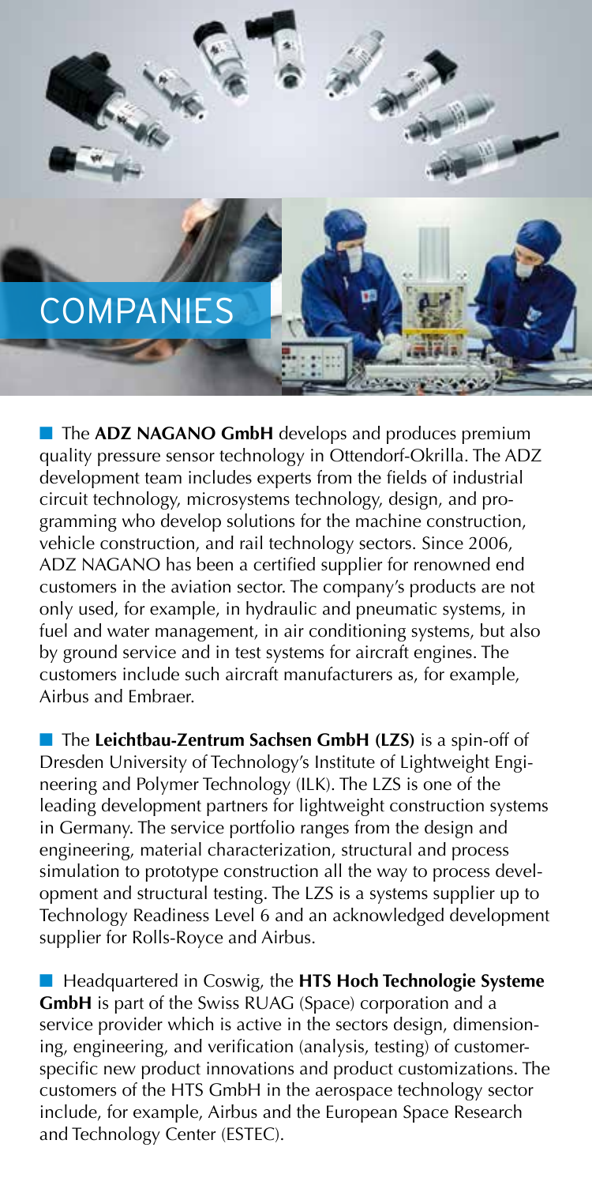# COMPANIES

■ The **ADZ NAGANO GmbH** develops and produces premium quality pressure sensor technology in Ottendorf-Okrilla. The ADZ development team includes experts from the fields of industrial circuit technology, microsystems technology, design, and programming who develop solutions for the machine construction, vehicle construction, and rail technology sectors. Since 2006, ADZ NAGANO has been a certified supplier for renowned end customers in the aviation sector. The company's products are not only used, for example, in hydraulic and pneumatic systems, in fuel and water management, in air conditioning systems, but also by ground service and in test systems for aircraft engines. The customers include such aircraft manufacturers as, for example, Airbus and Embraer.

■ The **Leichtbau-Zentrum Sachsen GmbH (LZS)** is a spin-off of Dresden University of Technology's Institute of Lightweight Engineering and Polymer Technology (ILK). The LZS is one of the leading development partners for lightweight construction systems in Germany. The service portfolio ranges from the design and engineering, material characterization, structural and process simulation to prototype construction all the way to process development and structural testing. The LZS is a systems supplier up to Technology Readiness Level 6 and an acknowledged development supplier for Rolls-Royce and Airbus.

■ Headquartered in Coswig, the **HTS Hoch Technologie Systeme GmbH** is part of the Swiss RUAG (Space) corporation and a service provider which is active in the sectors design, dimensioning, engineering, and verification (analysis, testing) of customer-specific new product innovations and product customizations. The customers of the HTS GmbH in the aerospace technology sector include, for example, Airbus and the European Space Research and Technology Center (ESTEC).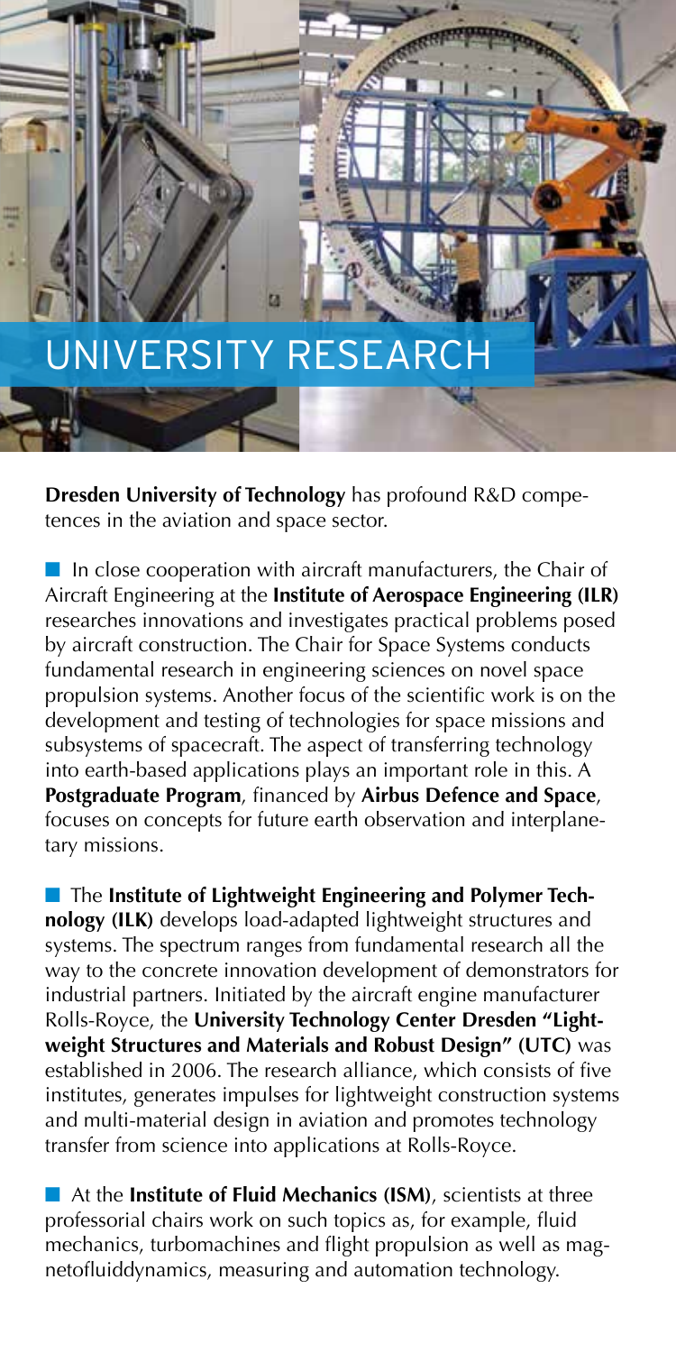# UNIVERSITY RESEARCH

**Dresden University of Technology** has profound R&D competences in the aviation and space sector.

In close cooperation with aircraft manufacturers, the Chair of Aircraft Engineering at the **Institute of Aerospace Engineering (ILR)** researches innovations and investigates practical problems posed by aircraft construction. The Chair for Space Systems conducts fundamental research in engineering sciences on novel space propulsion systems. Another focus of the scientific work is on the development and testing of technologies for space missions and subsystems of spacecraft. The aspect of transferring technology into earth-based applications plays an important role in this. A **Postgraduate Program**, financed by **Airbus Defence and Space**, focuses on concepts for future earth observation and interplanetary missions.

The **Institute of Lightweight Engineering and Polymer Technology (ILK)** develops load-adapted lightweight structures and systems. The spectrum ranges from fundamental research all the way to the concrete innovation development of demonstrators for industrial partners. Initiated by the aircraft engine manufacturer Rolls-Royce, the **University Technology Center Dresden "Lightweight Structures and Materials and Robust Design" (UTC)** was established in 2006. The research alliance, which consists of five institutes, generates impulses for lightweight construction systems and multi-material design in aviation and promotes technology transfer from science into applications at Rolls-Royce.

At the **Institute of Fluid Mechanics (ISM)**, scientists at three professorial chairs work on such topics as, for example, fluid mechanics, turbomachines and flight propulsion as well as magnetofluiddynamics, measuring and automation technology.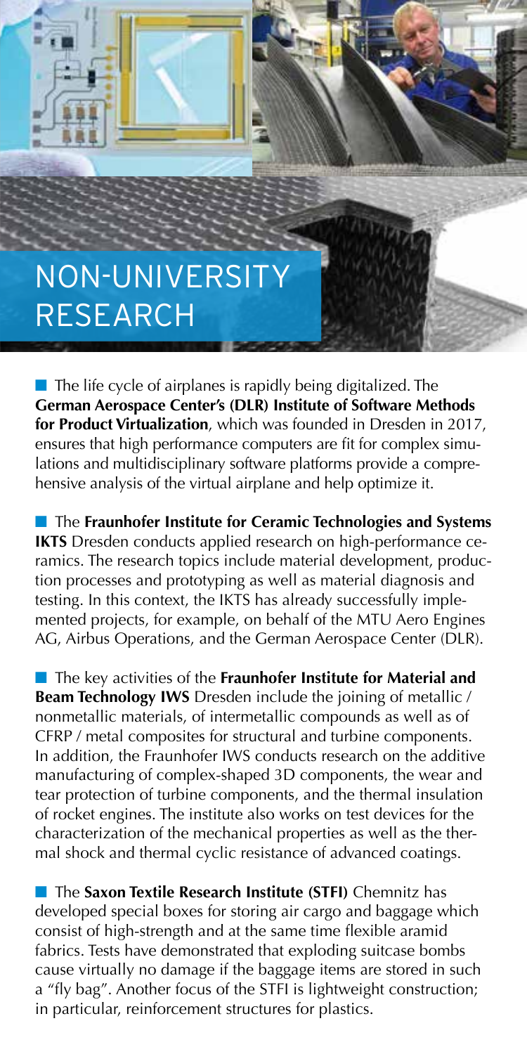# NON-UNIVERSITY RESEARCH

The life cycle of airplanes is rapidly being digitalized. The **German Aerospace Center's (DLR) Institute of Software Methods for Product Virtualization**, which was founded in Dresden in 2017, ensures that high performance computers are fit for complex simulations and multidisciplinary software platforms provide a comprehensive analysis of the virtual airplane and help optimize it.

The **Fraunhofer Institute for Ceramic Technologies and Systems IKTS** Dresden conducts applied research on high-performance ceramics. The research topics include material development, production processes and prototyping as well as material diagnosis and testing. In this context, the IKTS has already successfully implemented projects, for example, on behalf of the MTU Aero Engines AG, Airbus Operations, and the German Aerospace Center (DLR).

The key activities of the **Fraunhofer Institute for Material and Beam Technology IWS** Dresden include the joining of metallic / nonmetallic materials, of intermetallic compounds as well as of CFRP / metal composites for structural and turbine components. In addition, the Fraunhofer IWS conducts research on the additive manufacturing of complex-shaped 3D components, the wear and tear protection of turbine components, and the thermal insulation of rocket engines. The institute also works on test devices for the characterization of the mechanical properties as well as the thermal shock and thermal cyclic resistance of advanced coatings.

The **Saxon Textile Research Institute (STFI)** Chemnitz has developed special boxes for storing air cargo and baggage which consist of high-strength and at the same time flexible aramid fabrics. Tests have demonstrated that exploding suitcase bombs cause virtually no damage if the baggage items are stored in such a "fly bag". Another focus of the STFI is lightweight construction; in particular, reinforcement structures for plastics.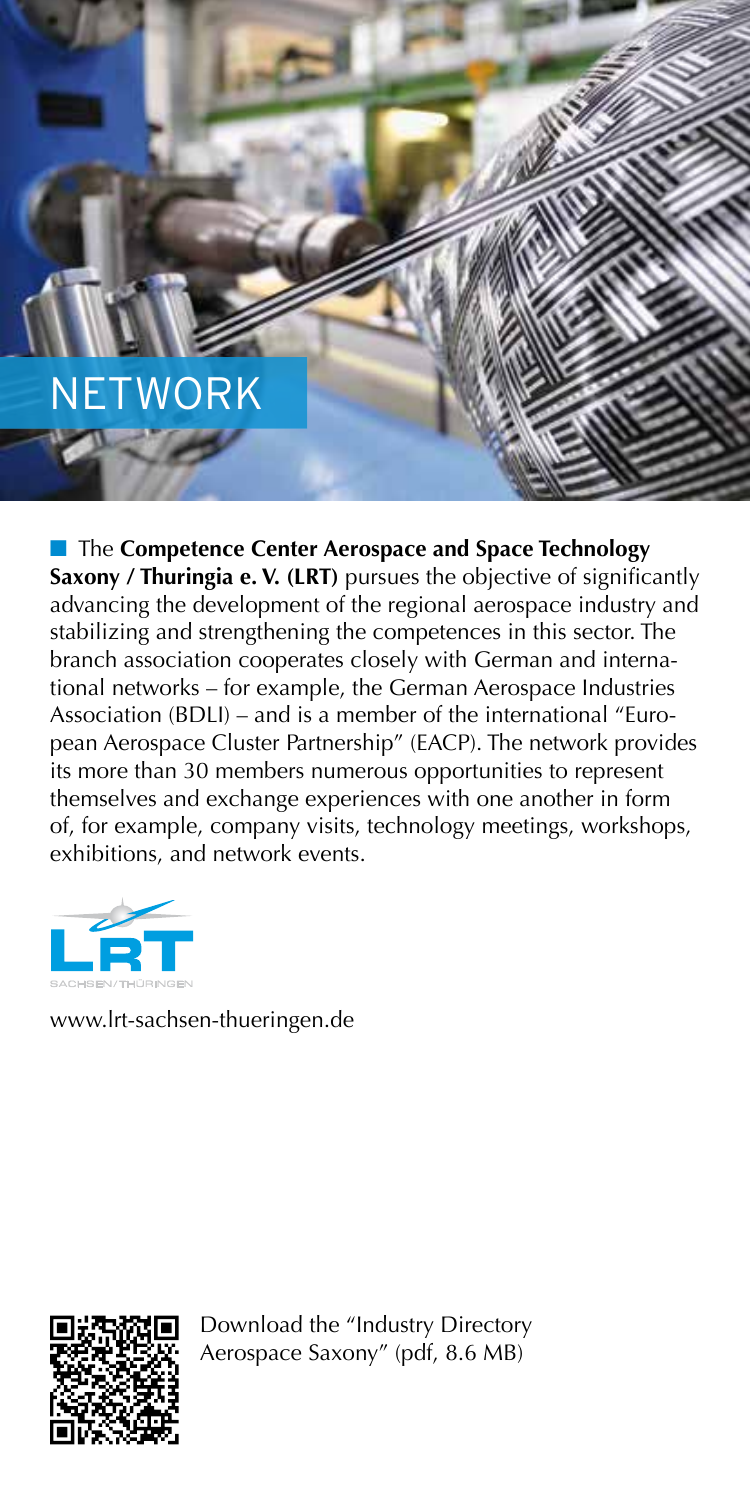# NETWORK

The **Competence Center Aerospace and Space Technology Saxony / Thuringia e. V. (LRT)** pursues the objective of significantly advancing the development of the regional aerospace industry and stabilizing and strengthening the competences in this sector. The branch association cooperates closely with German and international networks – for example, the German Aerospace Industries Association (BDLI) – and is a member of the international "European Aerospace Cluster Partnership" (EACP). The network provides its more than 30 members numerous opportunities to represent themselves and exchange experiences with one another in form of, for example, company visits, technology meetings, workshops, exhibitions, and network events.

LRT SACHSEN/THÜRINGEN

www.lrt-sachsen-thueringen.de

Download the "Industry Directory Aerospace Saxony" (pdf, 8.6 MB)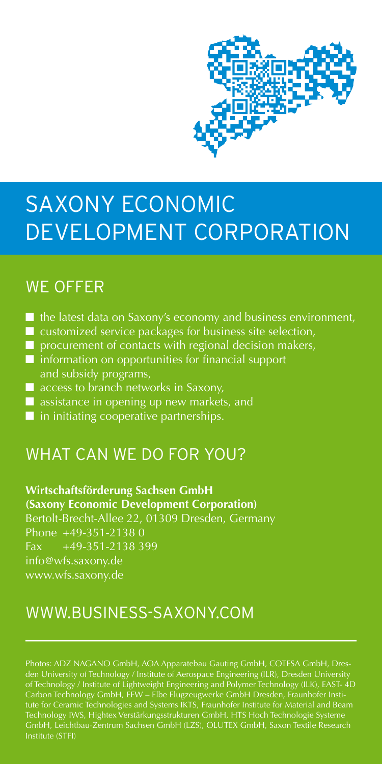# SAXONY ECONOMIC DEVELOPMENT CORPORATION

## WE OFFER

- the latest data on Saxony's economy and business environment,
- customized service packages for business site selection,
- procurement of contacts with regional decision makers,
- information on opportunities for financial support and subsidy programs,
- access to branch networks in Saxony,
- assistance in opening up new markets, and
- in initiating cooperative partnerships.

## WHAT CAN WE DO FOR YOU?

**Wirtschaftsförderung Sachsen GmbH**
**(Saxony Economic Development Corporation)**
Bertolt-Brecht-Allee 22, 01309 Dresden, Germany
Phone +49-351-2138 0
Fax +49-351-2138 399
info@wfs.saxony.de
www.wfs.saxony.de

## WWW.BUSINESS-SAXONY.COM

Photos: ADZ NAGANO GmbH, AOA Apparatebau Gauting GmbH, COTESA GmbH, Dresden University of Technology / Institute of Aerospace Engineering (ILR), Dresden University of Technology / Institute of Lightweight Engineering and Polymer Technology (ILK), EAST- 4D Carbon Technology GmbH, EFW – Elbe Flugzeugwerke GmbH Dresden, Fraunhofer Institute for Ceramic Technologies and Systems IKTS, Fraunhofer Institute for Material and Beam Technology IWS, Hightex Verstärkungsstrukturen GmbH, HTS Hoch Technologie Systeme GmbH, Leichtbau-Zentrum Sachsen GmbH (LZS), OLUTEX GmbH, Saxon Textile Research Institute (STFI)